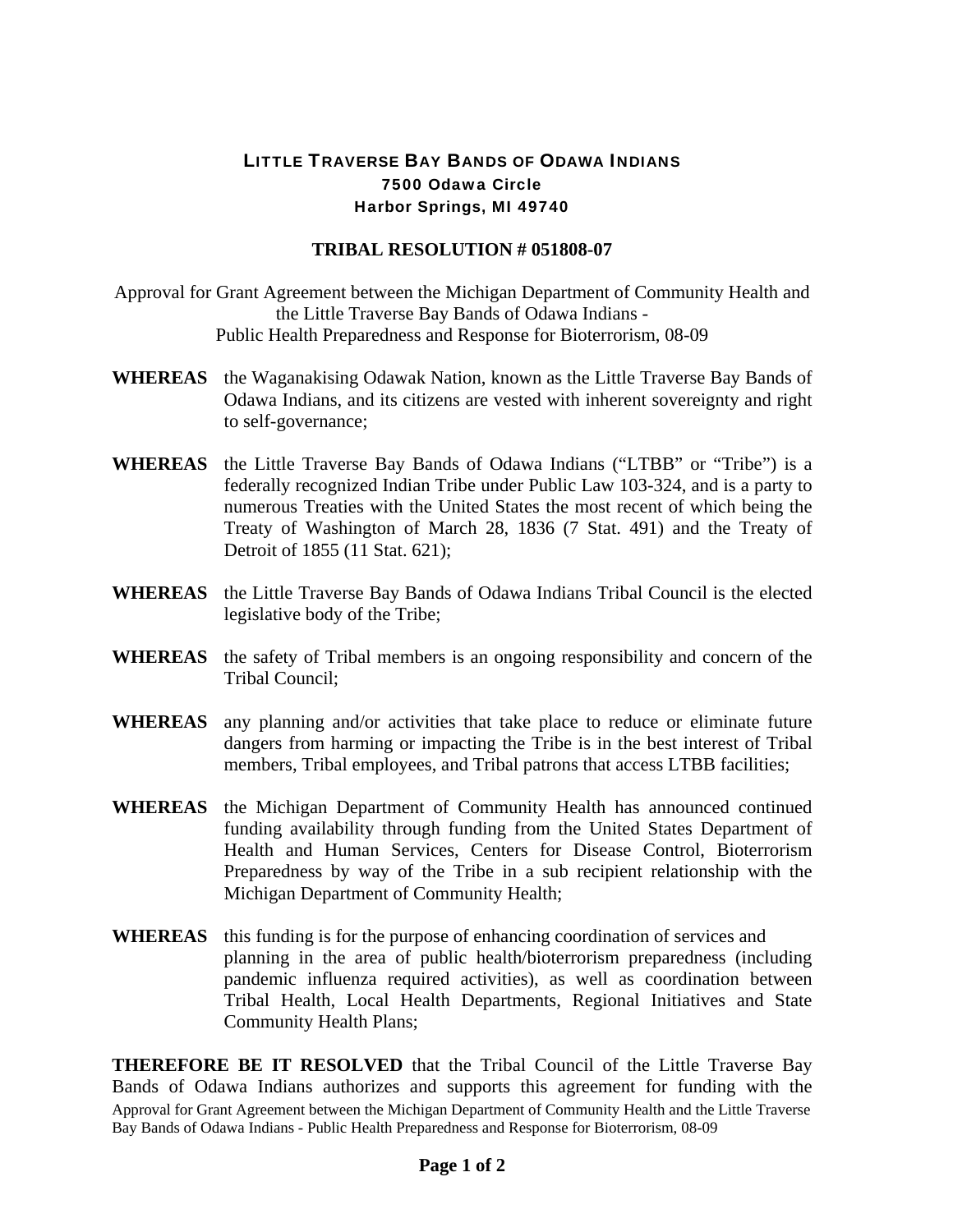# LITTLE TRAVERSE BAY BANDS OF ODAWA INDIANS
**7500 Odawa Circle**
**Harbor Springs, MI 49740**

## TRIBAL RESOLUTION # 051808-07

Approval for Grant Agreement between the Michigan Department of Community Health and the Little Traverse Bay Bands of Odawa Indians - Public Health Preparedness and Response for Bioterrorism, 08-09

**WHEREAS** the Waganakising Odawak Nation, known as the Little Traverse Bay Bands of Odawa Indians, and its citizens are vested with inherent sovereignty and right to self-governance;

**WHEREAS** the Little Traverse Bay Bands of Odawa Indians ("LTBB" or "Tribe") is a federally recognized Indian Tribe under Public Law 103-324, and is a party to numerous Treaties with the United States the most recent of which being the Treaty of Washington of March 28, 1836 (7 Stat. 491) and the Treaty of Detroit of 1855 (11 Stat. 621);

**WHEREAS** the Little Traverse Bay Bands of Odawa Indians Tribal Council is the elected legislative body of the Tribe;

**WHEREAS** the safety of Tribal members is an ongoing responsibility and concern of the Tribal Council;

**WHEREAS** any planning and/or activities that take place to reduce or eliminate future dangers from harming or impacting the Tribe is in the best interest of Tribal members, Tribal employees, and Tribal patrons that access LTBB facilities;

**WHEREAS** the Michigan Department of Community Health has announced continued funding availability through funding from the United States Department of Health and Human Services, Centers for Disease Control, Bioterrorism Preparedness by way of the Tribe in a sub recipient relationship with the Michigan Department of Community Health;

**WHEREAS** this funding is for the purpose of enhancing coordination of services and planning in the area of public health/bioterrorism preparedness (including pandemic influenza required activities), as well as coordination between Tribal Health, Local Health Departments, Regional Initiatives and State Community Health Plans;

**THEREFORE BE IT RESOLVED** that the Tribal Council of the Little Traverse Bay Bands of Odawa Indians authorizes and supports this agreement for funding with the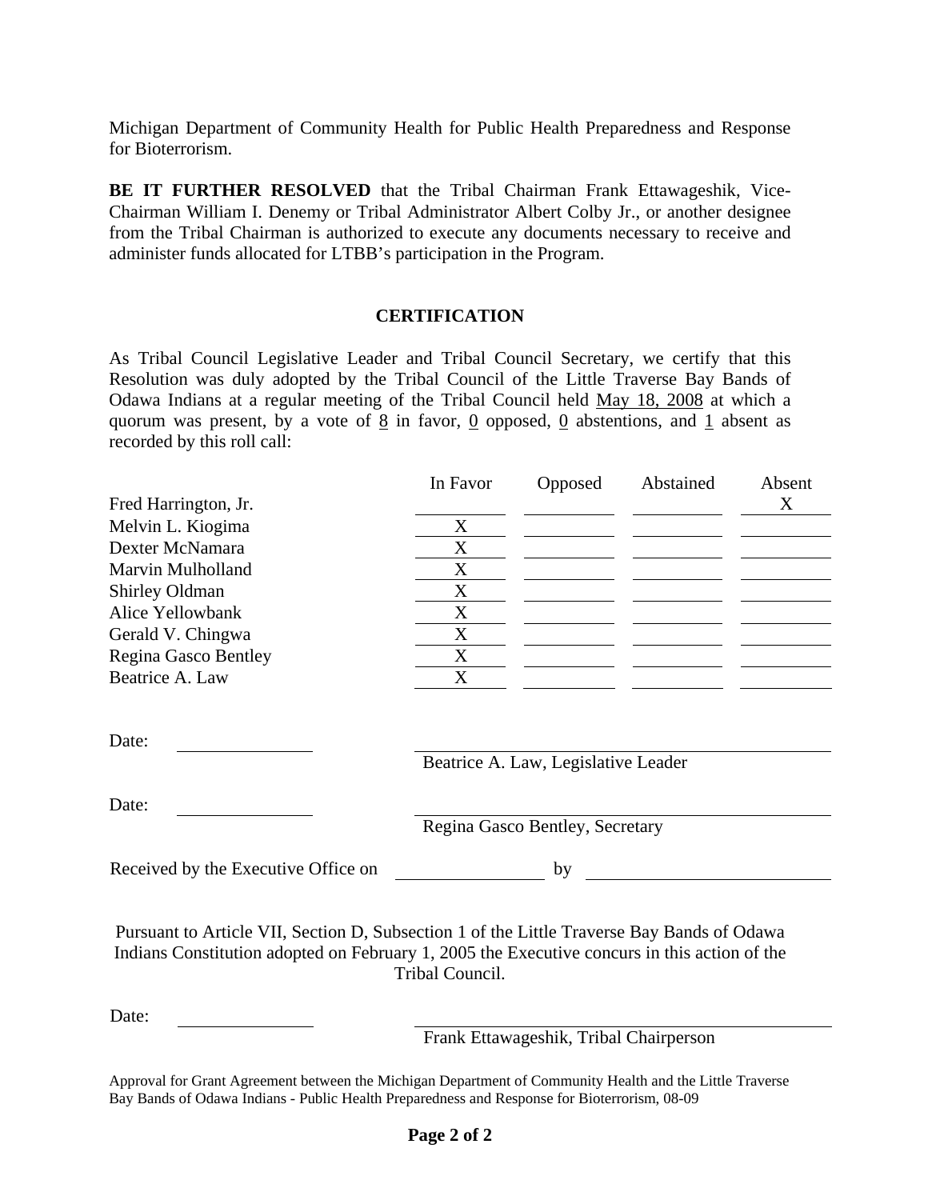Michigan Department of Community Health for Public Health Preparedness and Response for Bioterrorism.

**BE IT FURTHER RESOLVED** that the Tribal Chairman Frank Ettawageshik, Vice-Chairman William I. Denemy or Tribal Administrator Albert Colby Jr., or another designee from the Tribal Chairman is authorized to execute any documents necessary to receive and administer funds allocated for LTBB's participation in the Program.

## CERTIFICATION

As Tribal Council Legislative Leader and Tribal Council Secretary, we certify that this Resolution was duly adopted by the Tribal Council of the Little Traverse Bay Bands of Odawa Indians at a regular meeting of the Tribal Council held May 18, 2008 at which a quorum was present, by a vote of 8 in favor, 0 opposed, 0 abstentions, and 1 absent as recorded by this roll call:

| | In Favor | Opposed | Abstained | Absent |
|---|---|---|---|---|
| Fred Harrington, Jr. | | | | X |
| Melvin L. Kiogima | X | | | |
| Dexter McNamara | X | | | |
| Marvin Mulholland | X | | | |
| Shirley Oldman | X | | | |
| Alice Yellowbank | X | | | |
| Gerald V. Chingwa | X | | | |
| Regina Gasco Bentley | X | | | |
| Beatrice A. Law | X | | | |

Date: \_\_\_\_\_\_\_\_\_\_\_\_\_\_\_ \_\_\_\_\_\_\_\_\_\_\_\_\_\_\_\_\_\_\_\_\_\_\_\_\_\_\_\_\_\_\_\_\_\_\_\_
Beatrice A. Law, Legislative Leader

Date: \_\_\_\_\_\_\_\_\_\_\_\_\_\_\_ \_\_\_\_\_\_\_\_\_\_\_\_\_\_\_\_\_\_\_\_\_\_\_\_\_\_\_\_\_\_\_\_\_\_\_\_
Regina Gasco Bentley, Secretary

Received by the Executive Office on \_\_\_\_\_\_\_\_\_\_\_\_\_\_\_ by \_\_\_\_\_\_\_\_\_\_\_\_\_\_\_\_\_\_\_\_\_\_\_\_\_

Pursuant to Article VII, Section D, Subsection 1 of the Little Traverse Bay Bands of Odawa Indians Constitution adopted on February 1, 2005 the Executive concurs in this action of the Tribal Council.

Date: \_\_\_\_\_\_\_\_\_\_\_\_\_\_\_ \_\_\_\_\_\_\_\_\_\_\_\_\_\_\_\_\_\_\_\_\_\_\_\_\_\_\_\_\_\_\_\_\_\_\_\_
Frank Ettawageshik, Tribal Chairperson

Approval for Grant Agreement between the Michigan Department of Community Health and the Little Traverse Bay Bands of Odawa Indians - Public Health Preparedness and Response for Bioterrorism, 08-09